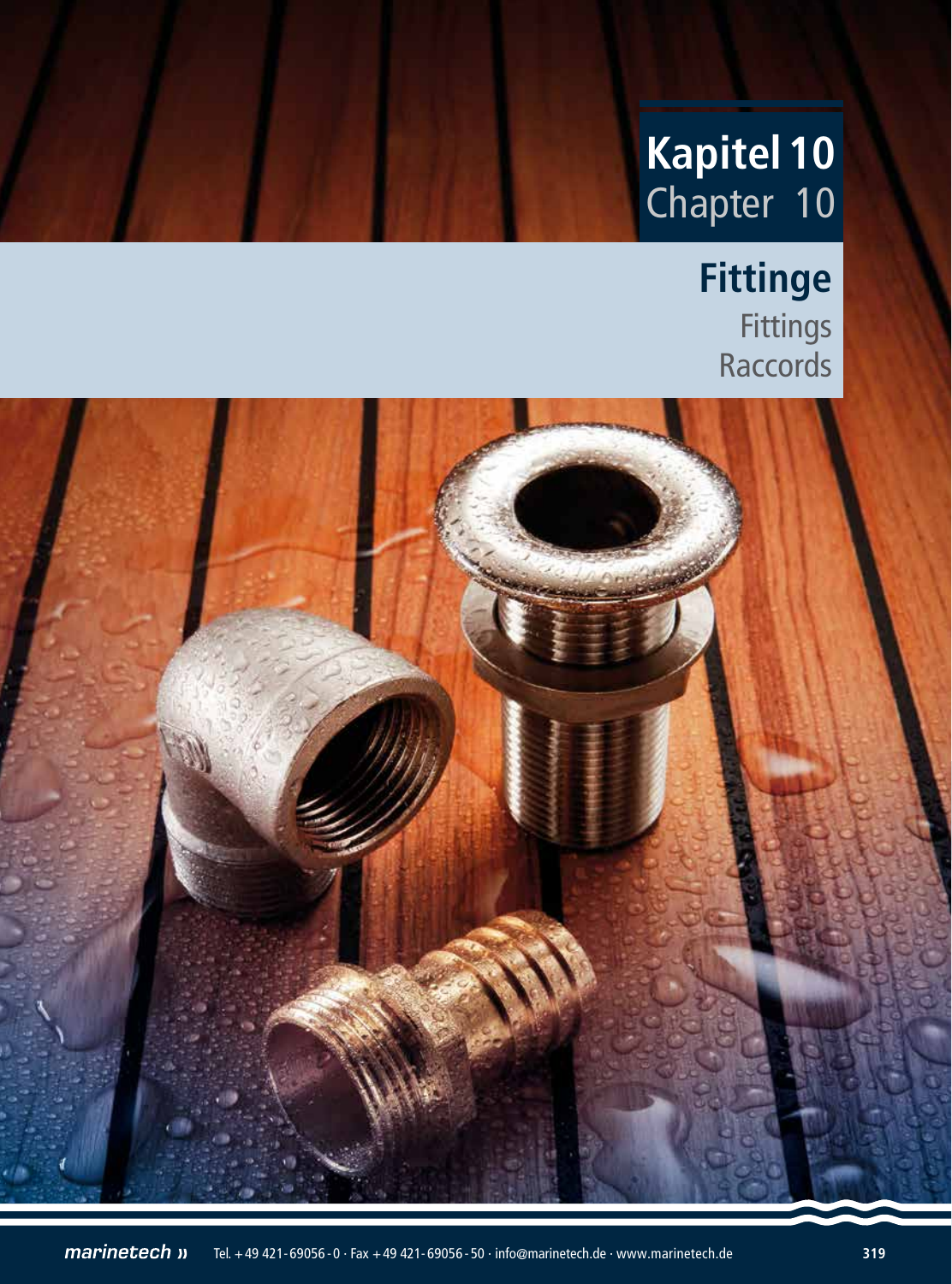# Kapitel 10
Chapter 10

## Fittinge
Fittings
Raccords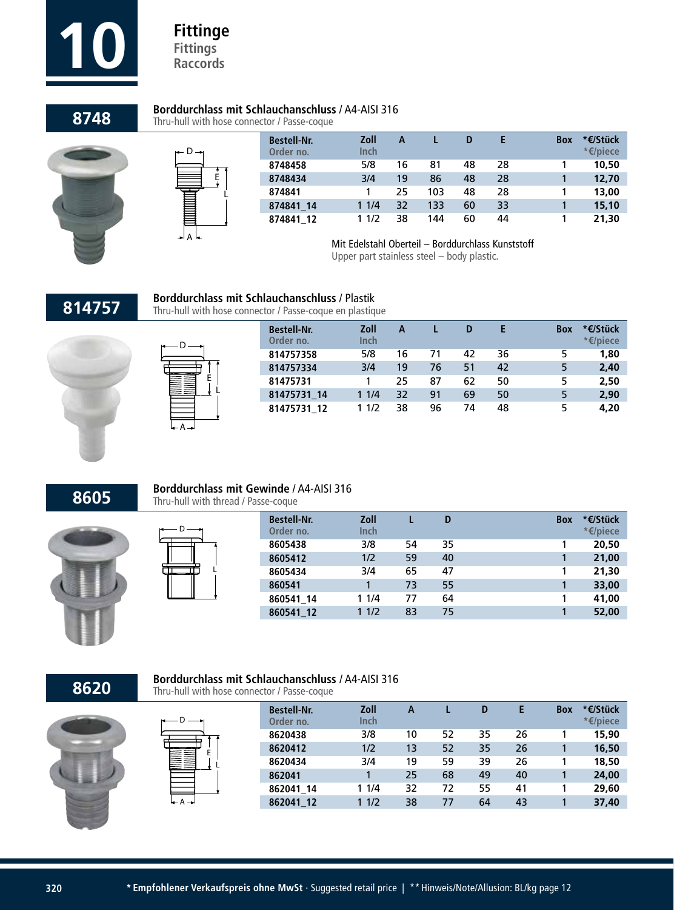# 10 Fittinge

**Fittings**
**Raccords**

## 8748

**Borddurchlass mit Schlauchanschluss** / A4-AISI 316
Thru-hull with hose connector / Passe-coque

| Bestell-Nr. Order no. | Zoll Inch | A | L | D | E | Box | *€/Stück *€/piece |
|---|---|---|---|---|---|---|---|
| 8748458 | 5/8 | 16 | 81 | 48 | 28 | 1 | **10,50** |
| 8748434 | 3/4 | 19 | 86 | 48 | 28 | 1 | **12,70** |
| 874841 | 1 | 25 | 103 | 48 | 28 | 1 | **13,00** |
| 874841_14 | 1 1/4 | 32 | 133 | 60 | 33 | 1 | **15,10** |
| 874841_12 | 1 1/2 | 38 | 144 | 60 | 44 | 1 | **21,30** |

Mit Edelstahl Oberteil – Borddurchlass Kunststoff
Upper part stainless steel – body plastic.

## 814757

**Borddurchlass mit Schlauchanschluss** / Plastik
Thru-hull with hose connector / Passe-coque en plastique

| Bestell-Nr. Order no. | Zoll Inch | A | L | D | E | Box | *€/Stück *€/piece |
|---|---|---|---|---|---|---|---|
| 814757358 | 5/8 | 16 | 71 | 42 | 36 | 5 | **1,80** |
| 814757334 | 3/4 | 19 | 76 | 51 | 42 | 5 | **2,40** |
| 81475731 | 1 | 25 | 87 | 62 | 50 | 5 | **2,50** |
| 81475731_14 | 1 1/4 | 32 | 91 | 69 | 50 | 5 | **2,90** |
| 81475731_12 | 1 1/2 | 38 | 96 | 74 | 48 | 5 | **4,20** |

## 8605

**Borddurchlass mit Gewinde** / A4-AISI 316
Thru-hull with thread / Passe-coque

| Bestell-Nr. Order no. | Zoll Inch | L | D | Box | *€/Stück *€/piece |
|---|---|---|---|---|---|
| 8605438 | 3/8 | 54 | 35 | 1 | **20,50** |
| 8605412 | 1/2 | 59 | 40 | 1 | **21,00** |
| 8605434 | 3/4 | 65 | 47 | 1 | **21,30** |
| 860541 | 1 | 73 | 55 | 1 | **33,00** |
| 860541_14 | 1 1/4 | 77 | 64 | 1 | **41,00** |
| 860541_12 | 1 1/2 | 83 | 75 | 1 | **52,00** |

## 8620

**Borddurchlass mit Schlauchanschluss** / A4-AISI 316
Thru-hull with hose connector / Passe-coque

| Bestell-Nr. Order no. | Zoll Inch | A | L | D | E | Box | *€/Stück *€/piece |
|---|---|---|---|---|---|---|---|
| 8620438 | 3/8 | 10 | 52 | 35 | 26 | 1 | **15,90** |
| 8620412 | 1/2 | 13 | 52 | 35 | 26 | 1 | **16,50** |
| 8620434 | 3/4 | 19 | 59 | 39 | 26 | 1 | **18,50** |
| 862041 | 1 | 25 | 68 | 49 | 40 | 1 | **24,00** |
| 862041_14 | 1 1/4 | 32 | 72 | 55 | 41 | 1 | **29,60** |
| 862041_12 | 1 1/2 | 38 | 77 | 64 | 43 | 1 | **37,40** |

**\* Empfohlener Verkaufspreis ohne MwSt** · Suggested retail price | ** Hinweis/Note/Allusion: BL/kg page 12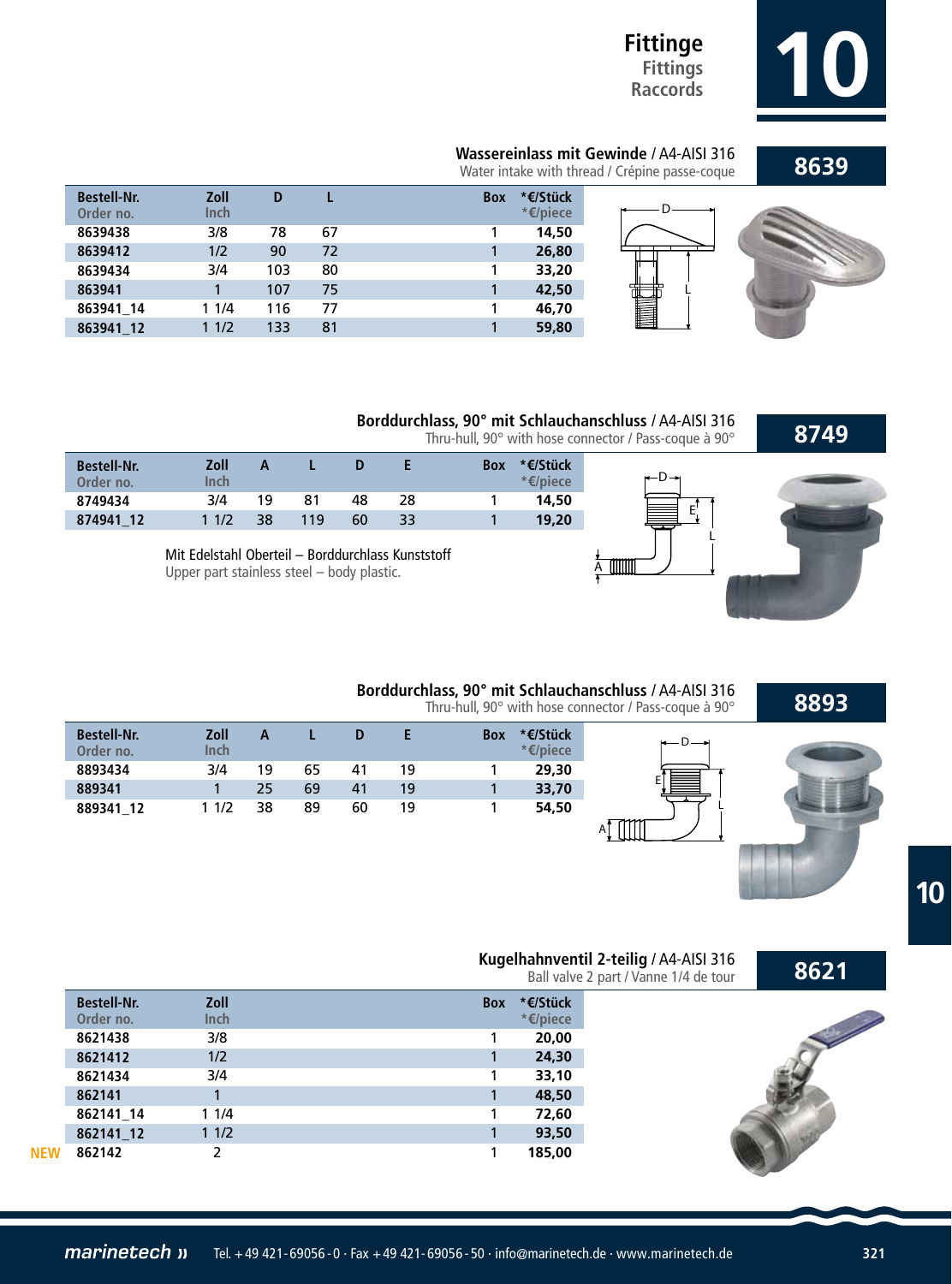# Fitting
## Fittings
## Raccords

## 8639

**Wassereinlass mit Gewinde** / A4-AISI 316
Water intake with thread / Crépine passe-coque

| Bestell-Nr. Order no. | Zoll Inch | D | L | Box | *€/Stück *€/piece |
|---|---|---|---|---|---|
| 8639438 | 3/8 | 78 | 67 | 1 | 14,50 |
| 8639412 | 1/2 | 90 | 72 | 1 | 26,80 |
| 8639434 | 3/4 | 103 | 80 | 1 | 33,20 |
| 863941 | 1 | 107 | 75 | 1 | 42,50 |
| 863941_14 | 1 1/4 | 116 | 77 | 1 | 46,70 |
| 863941_12 | 1 1/2 | 133 | 81 | 1 | 59,80 |

## 8749

**Borddurchlass, 90° mit Schlauchanschluss** / A4-AISI 316
Thru-hull, 90° with hose connector / Pass-coque à 90°

| Bestell-Nr. Order no. | Zoll Inch | A | L | D | E | Box | *€/Stück *€/piece |
|---|---|---|---|---|---|---|---|
| 8749434 | 3/4 | 19 | 81 | 48 | 28 | 1 | 14,50 |
| 874941_12 | 1 1/2 | 38 | 119 | 60 | 33 | 1 | 19,20 |

Mit Edelstahl Oberteil – Borddurchlass Kunststoff
Upper part stainless steel – body plastic.

## 8893

**Borddurchlass, 90° mit Schlauchanschluss** / A4-AISI 316
Thru-hull, 90° with hose connector / Pass-coque à 90°

| Bestell-Nr. Order no. | Zoll Inch | A | L | D | E | Box | *€/Stück *€/piece |
|---|---|---|---|---|---|---|---|
| 8893434 | 3/4 | 19 | 65 | 41 | 19 | 1 | 29,30 |
| 889341 | 1 | 25 | 69 | 41 | 19 | 1 | 33,70 |
| 889341_12 | 1 1/2 | 38 | 89 | 60 | 19 | 1 | 54,50 |

## 8621

**Kugelhahnventil 2-teilig** / A4-AISI 316
Ball valve 2 part / Vanne 1/4 de tour

| | Bestell-Nr. Order no. | Zoll Inch | Box | *€/Stück *€/piece |
|---|---|---|---|---|
| | 8621438 | 3/8 | 1 | 20,00 |
| | 8621412 | 1/2 | 1 | 24,30 |
| | 8621434 | 3/4 | 1 | 33,10 |
| | 862141 | 1 | 1 | 48,50 |
| | 862141_14 | 1 1/4 | 1 | 72,60 |
| | 862141_12 | 1 1/2 | 1 | 93,50 |
| NEW | 862142 | 2 | 1 | 185,00 |

marinetech » Tel. +49 421-69056-0 · Fax +49 421-69056-50 · info@marinetech.de · www.marinetech.de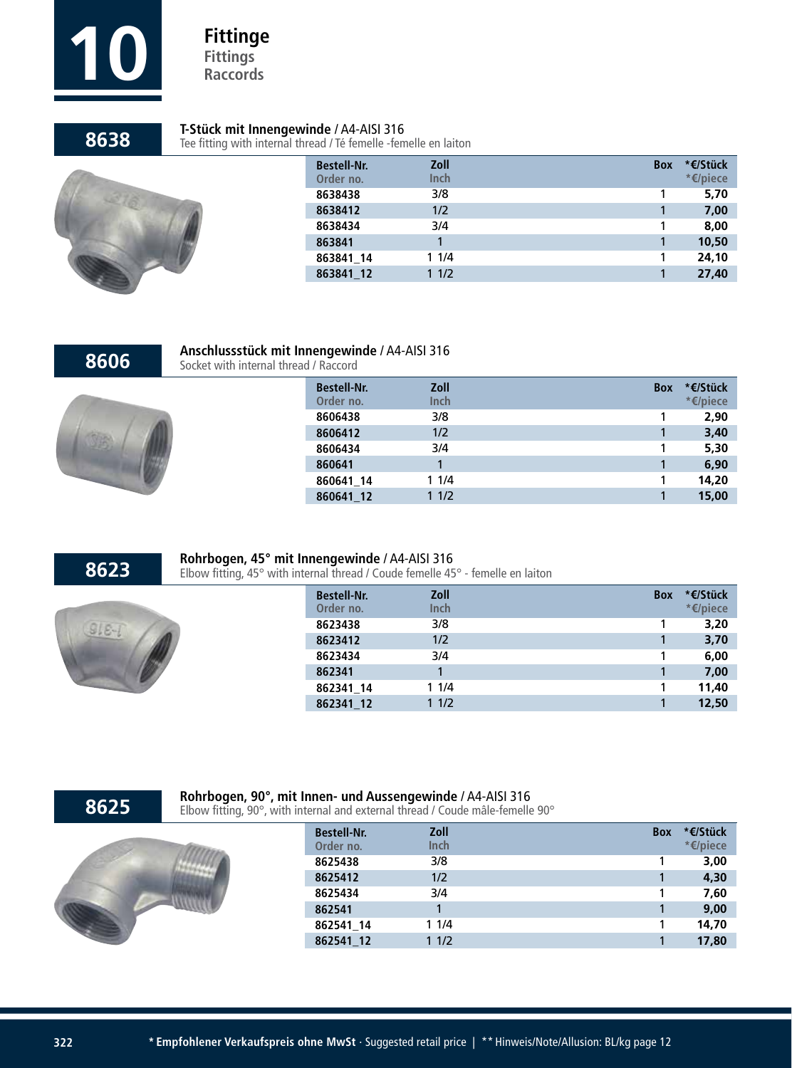# 10 Fittinge

**Fittings**
**Raccords**

## 8638

**T-Stück mit Innengewinde** / A4-AISI 316
Tee fitting with internal thread / Té femelle -femelle en laiton

| Bestell-Nr. Order no. | Zoll Inch | Box | *€/Stück *€/piece |
|---|---|---|---|
| 8638438 | 3/8 | 1 | 5,70 |
| 8638412 | 1/2 | 1 | 7,00 |
| 8638434 | 3/4 | 1 | 8,00 |
| 863841 | 1 | 1 | 10,50 |
| 863841_14 | 1 1/4 | 1 | 24,10 |
| 863841_12 | 1 1/2 | 1 | 27,40 |

## 8606

**Anschlussstück mit Innengewinde** / A4-AISI 316
Socket with internal thread / Raccord

| Bestell-Nr. Order no. | Zoll Inch | Box | *€/Stück *€/piece |
|---|---|---|---|
| 8606438 | 3/8 | 1 | 2,90 |
| 8606412 | 1/2 | 1 | 3,40 |
| 8606434 | 3/4 | 1 | 5,30 |
| 860641 | 1 | 1 | 6,90 |
| 860641_14 | 1 1/4 | 1 | 14,20 |
| 860641_12 | 1 1/2 | 1 | 15,00 |

## 8623

**Rohrbogen, 45° mit Innengewinde** / A4-AISI 316
Elbow fitting, 45° with internal thread / Coude femelle 45° - femelle en laiton

| Bestell-Nr. Order no. | Zoll Inch | Box | *€/Stück *€/piece |
|---|---|---|---|
| 8623438 | 3/8 | 1 | 3,20 |
| 8623412 | 1/2 | 1 | 3,70 |
| 8623434 | 3/4 | 1 | 6,00 |
| 862341 | 1 | 1 | 7,00 |
| 862341_14 | 1 1/4 | 1 | 11,40 |
| 862341_12 | 1 1/2 | 1 | 12,50 |

## 8625

**Rohrbogen, 90°, mit Innen- und Aussengewinde** / A4-AISI 316
Elbow fitting, 90°, with internal and external thread / Coude mâle-femelle 90°

| Bestell-Nr. Order no. | Zoll Inch | Box | *€/Stück *€/piece |
|---|---|---|---|
| 8625438 | 3/8 | 1 | 3,00 |
| 8625412 | 1/2 | 1 | 4,30 |
| 8625434 | 3/4 | 1 | 7,60 |
| 862541 | 1 | 1 | 9,00 |
| 862541_14 | 1 1/4 | 1 | 14,70 |
| 862541_12 | 1 1/2 | 1 | 17,80 |

**\* Empfohlener Verkaufspreis ohne MwSt** · Suggested retail price | ** Hinweis/Note/Allusion: BL/kg page 12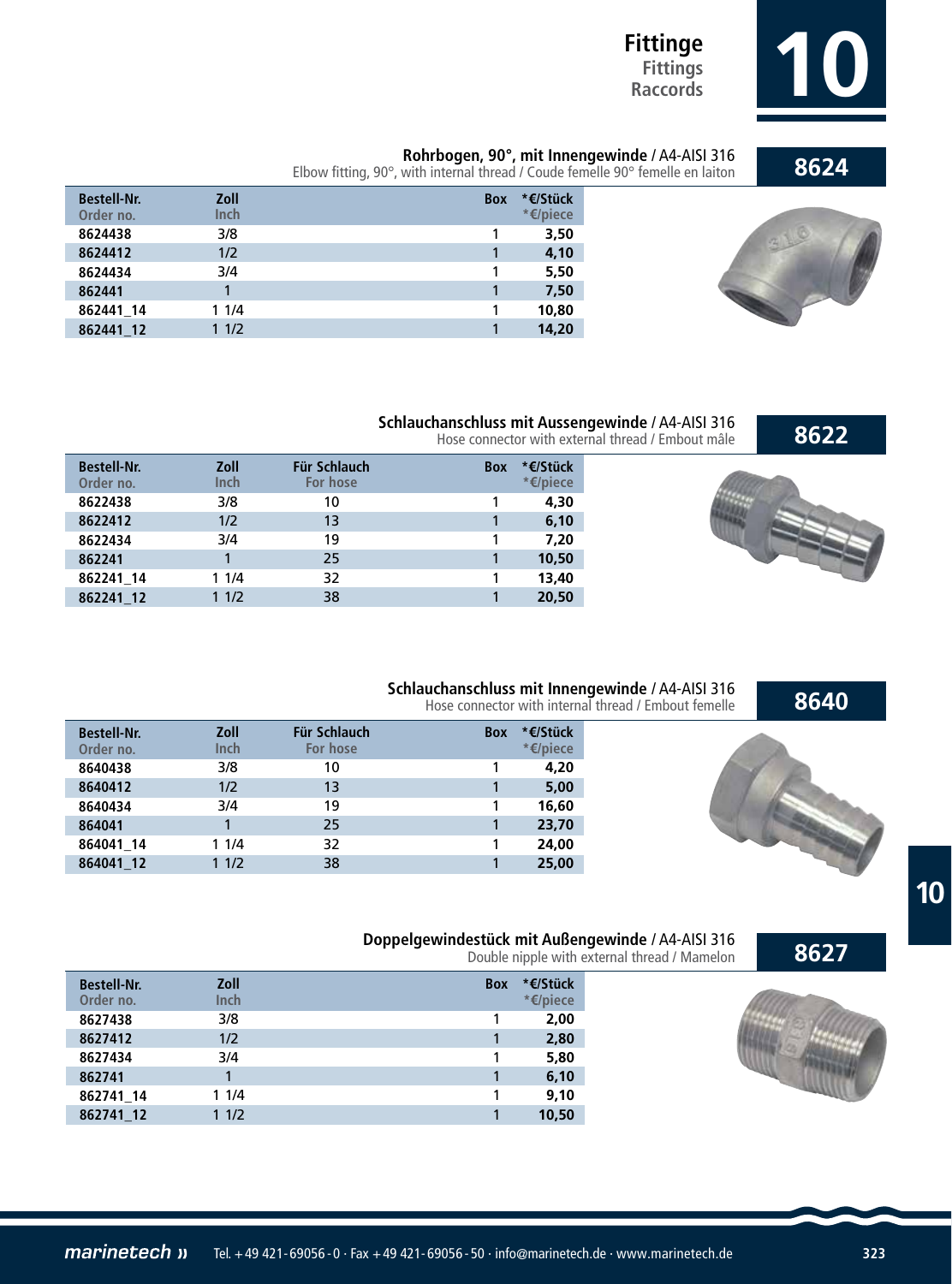# Fittinge
Fittings
Raccords

## 8624

**Rohrbogen, 90°, mit Innengewinde** / A4-AISI 316
Elbow fitting, 90°, with internal thread / Coude femelle 90° femelle en laiton

| Bestell-Nr. Order no. | Zoll Inch | Box | *€/Stück *€/piece |
|---|---|---|---|
| 8624438 | 3/8 | 1 | 3,50 |
| 8624412 | 1/2 | 1 | 4,10 |
| 8624434 | 3/4 | 1 | 5,50 |
| 862441 | 1 | 1 | 7,50 |
| 862441_14 | 1 1/4 | 1 | 10,80 |
| 862441_12 | 1 1/2 | 1 | 14,20 |

## 8622

**Schlauchanschluss mit Aussengewinde** / A4-AISI 316
Hose connector with external thread / Embout mâle

| Bestell-Nr. Order no. | Zoll Inch | Für Schlauch For hose | Box | *€/Stück *€/piece |
|---|---|---|---|---|
| 8622438 | 3/8 | 10 | 1 | 4,30 |
| 8622412 | 1/2 | 13 | 1 | 6,10 |
| 8622434 | 3/4 | 19 | 1 | 7,20 |
| 862241 | 1 | 25 | 1 | 10,50 |
| 862241_14 | 1 1/4 | 32 | 1 | 13,40 |
| 862241_12 | 1 1/2 | 38 | 1 | 20,50 |

## 8640

**Schlauchanschluss mit Innengewinde** / A4-AISI 316
Hose connector with internal thread / Embout femelle

| Bestell-Nr. Order no. | Zoll Inch | Für Schlauch For hose | Box | *€/Stück *€/piece |
|---|---|---|---|---|
| 8640438 | 3/8 | 10 | 1 | 4,20 |
| 8640412 | 1/2 | 13 | 1 | 5,00 |
| 8640434 | 3/4 | 19 | 1 | 16,60 |
| 864041 | 1 | 25 | 1 | 23,70 |
| 864041_14 | 1 1/4 | 32 | 1 | 24,00 |
| 864041_12 | 1 1/2 | 38 | 1 | 25,00 |

## 8627

**Doppelgewindestück mit Außengewinde** / A4-AISI 316
Double nipple with external thread / Mamelon

| Bestell-Nr. Order no. | Zoll Inch | Box | *€/Stück *€/piece |
|---|---|---|---|
| 8627438 | 3/8 | 1 | 2,00 |
| 8627412 | 1/2 | 1 | 2,80 |
| 8627434 | 3/4 | 1 | 5,80 |
| 862741 | 1 | 1 | 6,10 |
| 862741_14 | 1 1/4 | 1 | 9,10 |
| 862741_12 | 1 1/2 | 1 | 10,50 |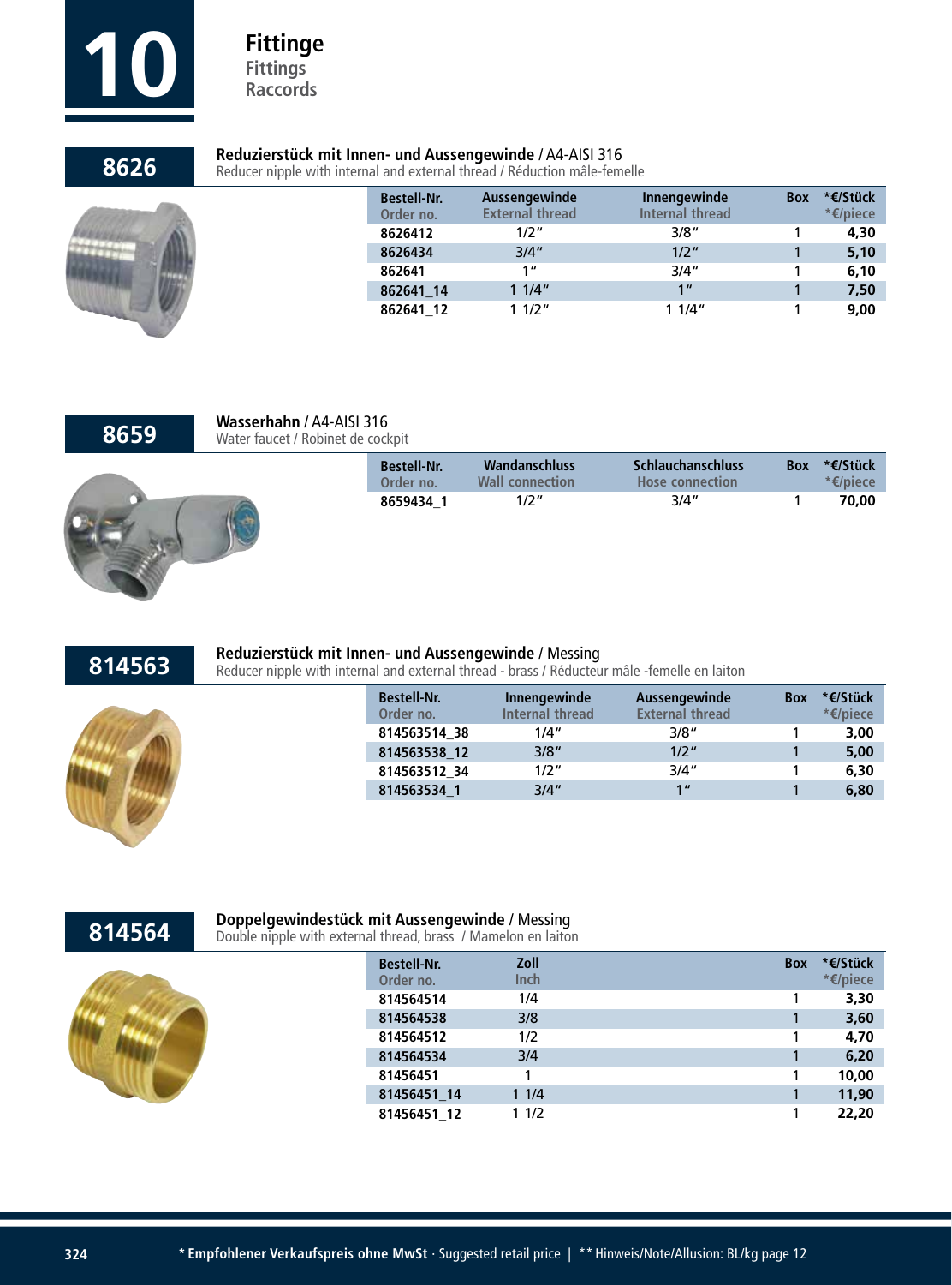# 10 Fittinge

Fittings
Raccords

## 8626

**Reduzierstück mit Innen- und Aussengewinde** / A4-AISI 316
Reducer nipple with internal and external thread / Réduction mâle-femelle

| Bestell-Nr. Order no. | Aussengewinde External thread | Innengewinde Internal thread | Box | *€/Stück *€/piece |
|---|---|---|---|---|
| 8626412 | 1/2" | 3/8" | 1 | 4,30 |
| 8626434 | 3/4" | 1/2" | 1 | 5,10 |
| 862641 | 1" | 3/4" | 1 | 6,10 |
| 862641_14 | 1 1/4" | 1" | 1 | 7,50 |
| 862641_12 | 1 1/2" | 1 1/4" | 1 | 9,00 |

## 8659

**Wasserhahn** / A4-AISI 316
Water faucet / Robinet de cockpit

| Bestell-Nr. Order no. | Wandanschluss Wall connection | Schlauchanschluss Hose connection | Box | *€/Stück *€/piece |
|---|---|---|---|---|
| 8659434_1 | 1/2" | 3/4" | 1 | 70,00 |

## 814563

**Reduzierstück mit Innen- und Aussengewinde** / Messing
Reducer nipple with internal and external thread - brass / Réducteur mâle -femelle en laiton

| Bestell-Nr. Order no. | Innengewinde Internal thread | Aussengewinde External thread | Box | *€/Stück *€/piece |
|---|---|---|---|---|
| 814563514_38 | 1/4" | 3/8" | 1 | 3,00 |
| 814563538_12 | 3/8" | 1/2" | 1 | 5,00 |
| 814563512_34 | 1/2" | 3/4" | 1 | 6,30 |
| 814563534_1 | 3/4" | 1" | 1 | 6,80 |

## 814564

**Doppelgewindestück mit Aussengewinde** / Messing
Double nipple with external thread, brass / Mamelon en laiton

| Bestell-Nr. Order no. | Zoll Inch | Box | *€/Stück *€/piece |
|---|---|---|---|
| 814564514 | 1/4 | 1 | 3,30 |
| 814564538 | 3/8 | 1 | 3,60 |
| 814564512 | 1/2 | 1 | 4,70 |
| 814564534 | 3/4 | 1 | 6,20 |
| 81456451 | 1 | 1 | 10,00 |
| 81456451_14 | 1 1/4 | 1 | 11,90 |
| 81456451_12 | 1 1/2 | 1 | 22,20 |

**\* Empfohlener Verkaufspreis ohne MwSt** · Suggested retail price | ** Hinweis/Note/Allusion: BL/kg page 12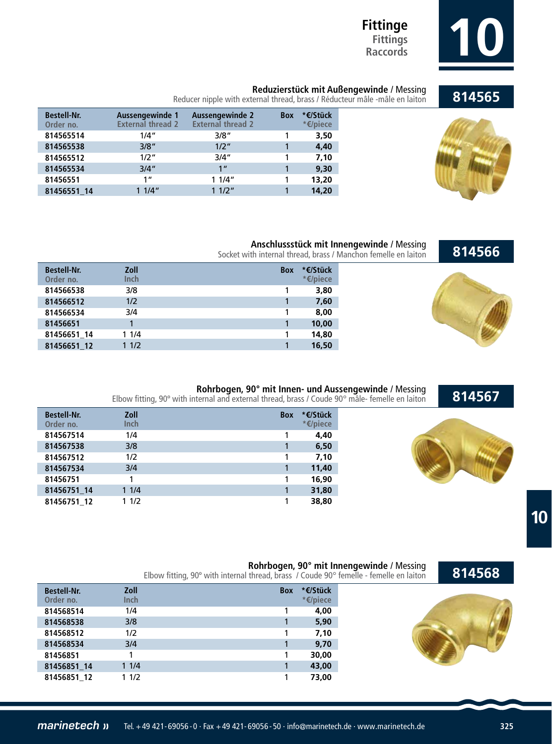# Fittinge
## Fittings
## Raccords

## 814565

**Reduzierstück mit Außengewinde** / Messing
Reducer nipple with external thread, brass / Réducteur mâle -mâle en laiton

| Bestell-Nr. Order no. | Aussengewinde 1 External thread 2 | Aussengewinde 2 External thread 2 | Box | *€/Stück *€/piece |
|---|---|---|---|---|
| 814565514 | 1/4" | 3/8" | 1 | 3,50 |
| 814565538 | 3/8" | 1/2" | 1 | 4,40 |
| 814565512 | 1/2" | 3/4" | 1 | 7,10 |
| 814565534 | 3/4" | 1" | 1 | 9,30 |
| 81456551 | 1" | 1 1/4" | 1 | 13,20 |
| 81456551_14 | 1 1/4" | 1 1/2" | 1 | 14,20 |

## 814566

**Anschlussstück mit Innengewinde** / Messing
Socket with internal thread, brass / Manchon femelle en laiton

| Bestell-Nr. Order no. | Zoll Inch | Box | *€/Stück *€/piece |
|---|---|---|---|
| 814566538 | 3/8 | 1 | 3,80 |
| 814566512 | 1/2 | 1 | 7,60 |
| 814566534 | 3/4 | 1 | 8,00 |
| 81456651 | 1 | 1 | 10,00 |
| 81456651_14 | 1 1/4 | 1 | 14,80 |
| 81456651_12 | 1 1/2 | 1 | 16,50 |

## 814567

**Rohrbogen, 90° mit Innen- und Aussengewinde** / Messing
Elbow fitting, 90° with internal and external thread, brass / Coude 90° mâle- femelle en laiton

| Bestell-Nr. Order no. | Zoll Inch | Box | *€/Stück *€/piece |
|---|---|---|---|
| 814567514 | 1/4 | 1 | 4,40 |
| 814567538 | 3/8 | 1 | 6,50 |
| 814567512 | 1/2 | 1 | 7,10 |
| 814567534 | 3/4 | 1 | 11,40 |
| 81456751 | 1 | 1 | 16,90 |
| 81456751_14 | 1 1/4 | 1 | 31,80 |
| 81456751_12 | 1 1/2 | 1 | 38,80 |

## 814568

**Rohrbogen, 90° mit Innengewinde** / Messing
Elbow fitting, 90° with internal thread, brass / Coude 90° femelle - femelle en laiton

| Bestell-Nr. Order no. | Zoll Inch | Box | *€/Stück *€/piece |
|---|---|---|---|
| 814568514 | 1/4 | 1 | 4,00 |
| 814568538 | 3/8 | 1 | 5,90 |
| 814568512 | 1/2 | 1 | 7,10 |
| 814568534 | 3/4 | 1 | 9,70 |
| 81456851 | 1 | 1 | 30,00 |
| 81456851_14 | 1 1/4 | 1 | 43,00 |
| 81456851_12 | 1 1/2 | 1 | 73,00 |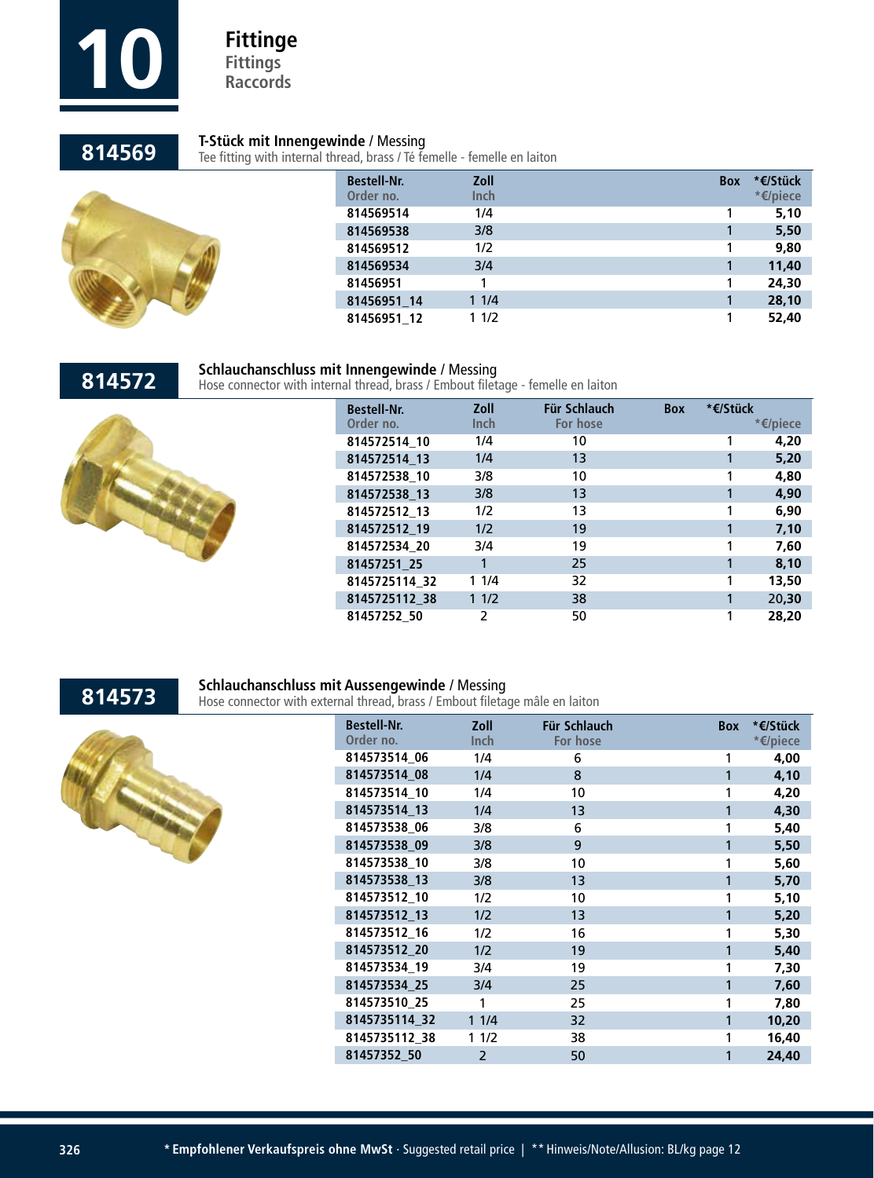# 10 Fittinge

**Fittings**
**Raccords**

## 814569

**T-Stück mit Innengewinde** / Messing
Tee fitting with internal thread, brass / Té femelle - femelle en laiton

| Bestell-Nr. Order no. | Zoll Inch | Box | *€/Stück *€/piece |
|---|---|---|---|
| 814569514 | 1/4 | 1 | 5,10 |
| 814569538 | 3/8 | 1 | 5,50 |
| 814569512 | 1/2 | 1 | 9,80 |
| 814569534 | 3/4 | 1 | 11,40 |
| 81456951 | 1 | 1 | 24,30 |
| 81456951_14 | 1 1/4 | 1 | 28,10 |
| 81456951_12 | 1 1/2 | 1 | 52,40 |

## 814572

**Schlauchanschluss mit Innengewinde** / Messing
Hose connector with internal thread, brass / Embout filetage - femelle en laiton

| Bestell-Nr. Order no. | Zoll Inch | Für Schlauch For hose | Box | *€/Stück *€/piece |
|---|---|---|---|---|
| 814572514_10 | 1/4 | 10 | 1 | 4,20 |
| 814572514_13 | 1/4 | 13 | 1 | 5,20 |
| 814572538_10 | 3/8 | 10 | 1 | 4,80 |
| 814572538_13 | 3/8 | 13 | 1 | 4,90 |
| 814572512_13 | 1/2 | 13 | 1 | 6,90 |
| 814572512_19 | 1/2 | 19 | 1 | 7,10 |
| 814572534_20 | 3/4 | 19 | 1 | 7,60 |
| 81457251_25 | 1 | 25 | 1 | 8,10 |
| 8145725114_32 | 1 1/4 | 32 | 1 | 13,50 |
| 8145725112_38 | 1 1/2 | 38 | 1 | 20,30 |
| 81457252_50 | 2 | 50 | 1 | 28,20 |

## 814573

**Schlauchanschluss mit Aussengewinde** / Messing
Hose connector with external thread, brass / Embout filetage mâle en laiton

| Bestell-Nr. Order no. | Zoll Inch | Für Schlauch For hose | Box | *€/Stück *€/piece |
|---|---|---|---|---|
| 814573514_06 | 1/4 | 6 | 1 | 4,00 |
| 814573514_08 | 1/4 | 8 | 1 | 4,10 |
| 814573514_10 | 1/4 | 10 | 1 | 4,20 |
| 814573514_13 | 1/4 | 13 | 1 | 4,30 |
| 814573538_06 | 3/8 | 6 | 1 | 5,40 |
| 814573538_09 | 3/8 | 9 | 1 | 5,50 |
| 814573538_10 | 3/8 | 10 | 1 | 5,60 |
| 814573538_13 | 3/8 | 13 | 1 | 5,70 |
| 814573512_10 | 1/2 | 10 | 1 | 5,10 |
| 814573512_13 | 1/2 | 13 | 1 | 5,20 |
| 814573512_16 | 1/2 | 16 | 1 | 5,30 |
| 814573512_20 | 1/2 | 19 | 1 | 5,40 |
| 814573534_19 | 3/4 | 19 | 1 | 7,30 |
| 814573534_25 | 3/4 | 25 | 1 | 7,60 |
| 814573510_25 | 1 | 25 | 1 | 7,80 |
| 8145735114_32 | 1 1/4 | 32 | 1 | 10,20 |
| 8145735112_38 | 1 1/2 | 38 | 1 | 16,40 |
| 81457352_50 | 2 | 50 | 1 | 24,40 |

* **Empfohlener Verkaufspreis ohne MwSt** · Suggested retail price | ** Hinweis/Note/Allusion: BL/kg page 12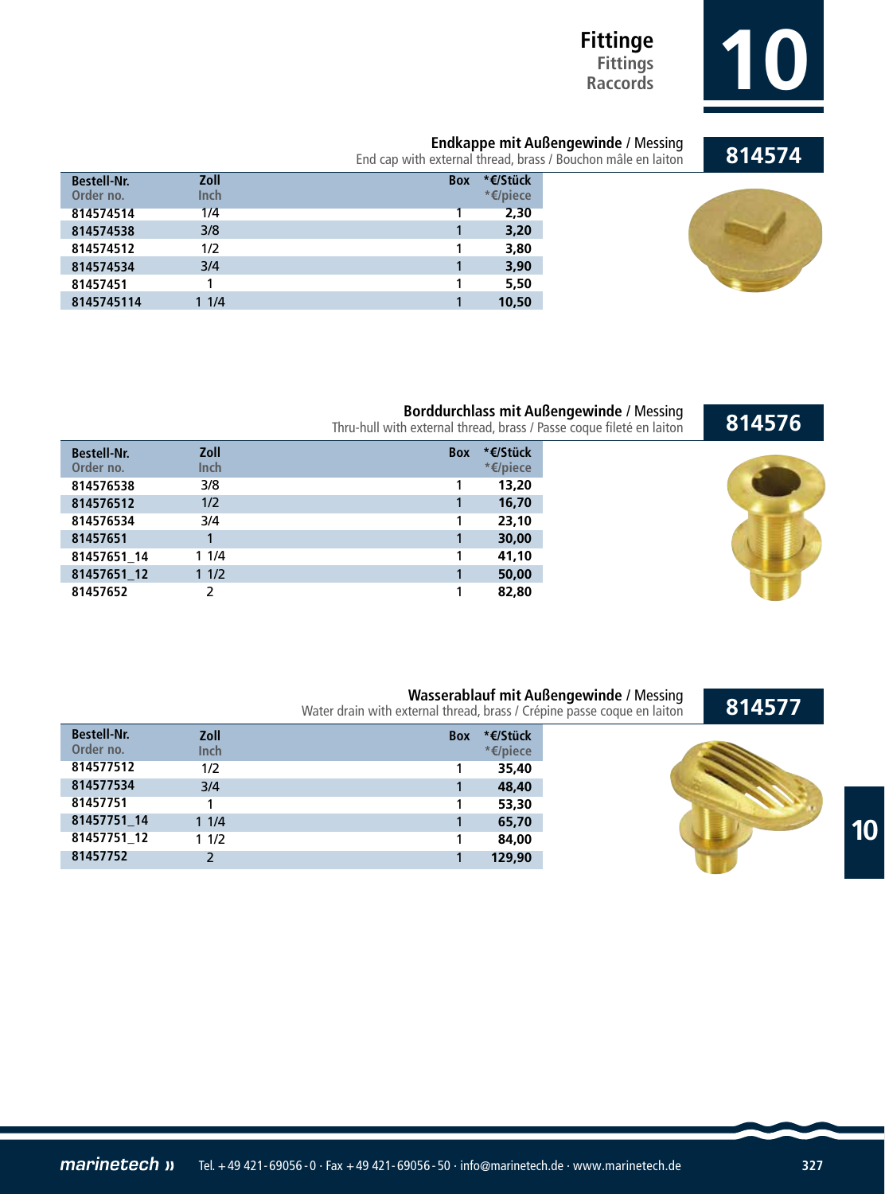# Fittinge
## Fittings
## Raccords

# 10

### 814574

**Endkappe mit Außengewinde** / Messing
End cap with external thread, brass / Bouchon mâle en laiton

| Bestell-Nr. Order no. | Zoll Inch | Box | *€/Stück *€/piece |
|---|---|---|---|
| 814574514 | 1/4 | 1 | 2,30 |
| 814574538 | 3/8 | 1 | 3,20 |
| 814574512 | 1/2 | 1 | 3,80 |
| 814574534 | 3/4 | 1 | 3,90 |
| 81457451 | 1 | 1 | 5,50 |
| 8145745114 | 1 1/4 | 1 | 10,50 |

### 814576

**Borddurchlass mit Außengewinde** / Messing
Thru-hull with external thread, brass / Passe coque fileté en laiton

| Bestell-Nr. Order no. | Zoll Inch | Box | *€/Stück *€/piece |
|---|---|---|---|
| 814576538 | 3/8 | 1 | 13,20 |
| 814576512 | 1/2 | 1 | 16,70 |
| 814576534 | 3/4 | 1 | 23,10 |
| 81457651 | 1 | 1 | 30,00 |
| 81457651_14 | 1 1/4 | 1 | 41,10 |
| 81457651_12 | 1 1/2 | 1 | 50,00 |
| 81457652 | 2 | 1 | 82,80 |

### 814577

**Wasserablauf mit Außengewinde** / Messing
Water drain with external thread, brass / Crépine passe coque en laiton

| Bestell-Nr. Order no. | Zoll Inch | Box | *€/Stück *€/piece |
|---|---|---|---|
| 814577512 | 1/2 | 1 | 35,40 |
| 814577534 | 3/4 | 1 | 48,40 |
| 81457751 | 1 | 1 | 53,30 |
| 81457751_14 | 1 1/4 | 1 | 65,70 |
| 81457751_12 | 1 1/2 | 1 | 84,00 |
| 81457752 | 2 | 1 | 129,90 |

marinetech » Tel. +49 421-69056-0 · Fax +49 421-69056-50 · info@marinetech.de · www.marinetech.de